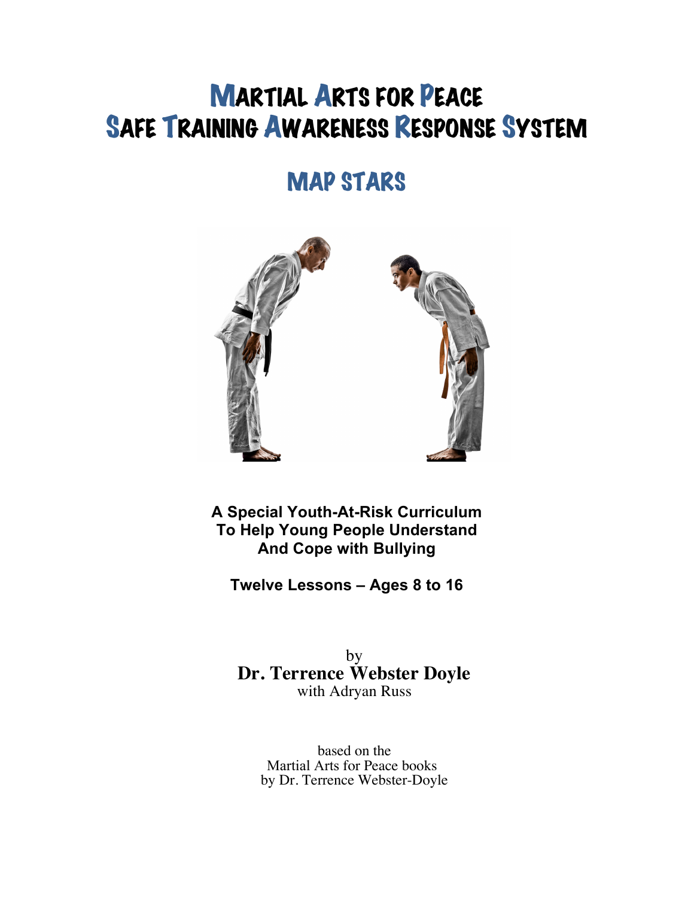# Martial Arts for Peace
# Safe Training Awareness Response System

## MAP STARS

**A Special Youth-At-Risk Curriculum To Help Young People Understand And Cope with Bullying**

**Twelve Lessons – Ages 8 to 16**

by
**Dr. Terrence Webster Doyle**
with Adryan Russ

based on the
Martial Arts for Peace books
by Dr. Terrence Webster-Doyle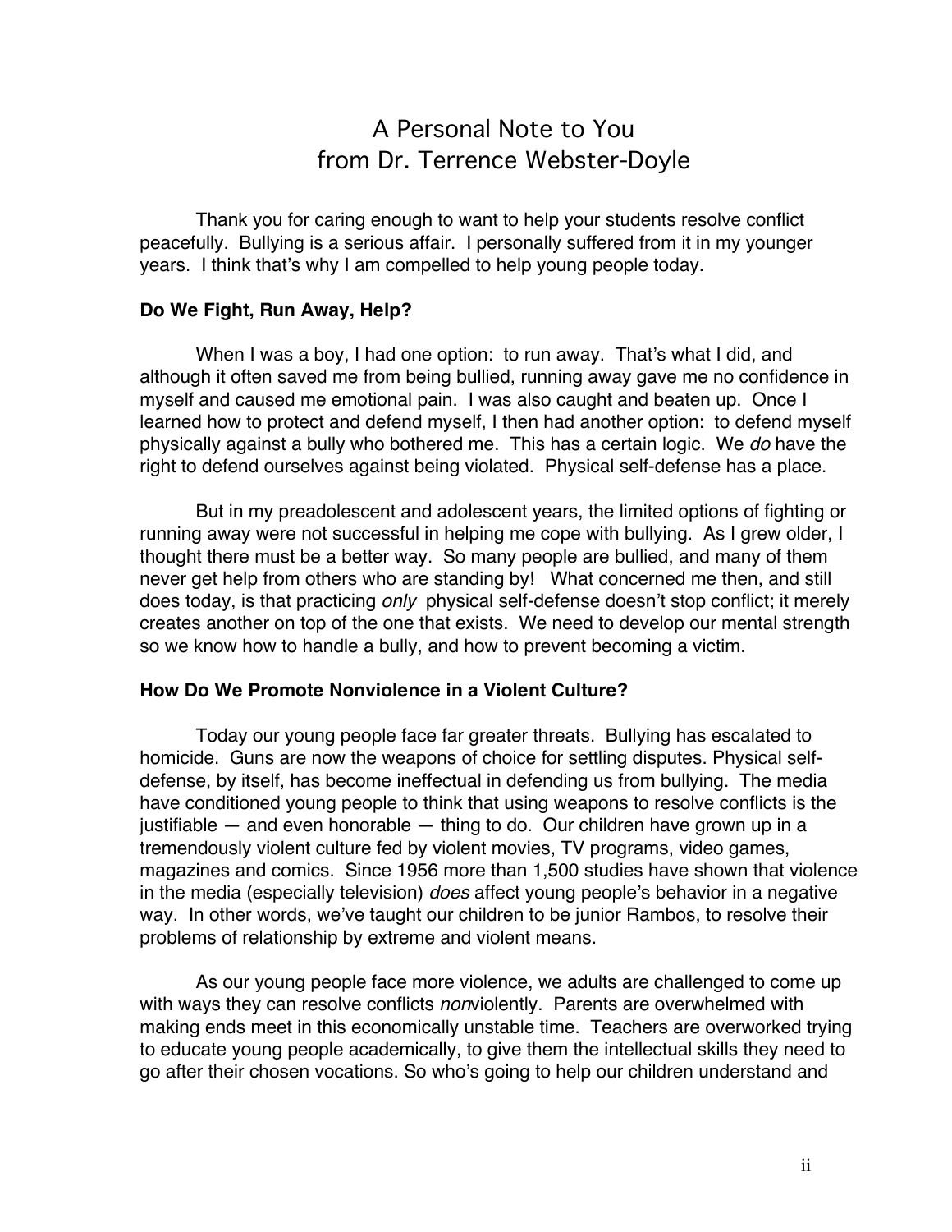# A Personal Note to You from Dr. Terrence Webster-Doyle

Thank you for caring enough to want to help your students resolve conflict peacefully. Bullying is a serious affair. I personally suffered from it in my younger years. I think that's why I am compelled to help young people today.

### Do We Fight, Run Away, Help?

When I was a boy, I had one option: to run away. That's what I did, and although it often saved me from being bullied, running away gave me no confidence in myself and caused me emotional pain. I was also caught and beaten up. Once I learned how to protect and defend myself, I then had another option: to defend myself physically against a bully who bothered me. This has a certain logic. We *do* have the right to defend ourselves against being violated. Physical self-defense has a place.

But in my preadolescent and adolescent years, the limited options of fighting or running away were not successful in helping me cope with bullying. As I grew older, I thought there must be a better way. So many people are bullied, and many of them never get help from others who are standing by! What concerned me then, and still does today, is that practicing *only* physical self-defense doesn't stop conflict; it merely creates another on top of the one that exists. We need to develop our mental strength so we know how to handle a bully, and how to prevent becoming a victim.

### How Do We Promote Nonviolence in a Violent Culture?

Today our young people face far greater threats. Bullying has escalated to homicide. Guns are now the weapons of choice for settling disputes. Physical self-defense, by itself, has become ineffectual in defending us from bullying. The media have conditioned young people to think that using weapons to resolve conflicts is the justifiable — and even honorable — thing to do. Our children have grown up in a tremendously violent culture fed by violent movies, TV programs, video games, magazines and comics. Since 1956 more than 1,500 studies have shown that violence in the media (especially television) *does* affect young people's behavior in a negative way. In other words, we've taught our children to be junior Rambos, to resolve their problems of relationship by extreme and violent means.

As our young people face more violence, we adults are challenged to come up with ways they can resolve conflicts *non*violently. Parents are overwhelmed with making ends meet in this economically unstable time. Teachers are overworked trying to educate young people academically, to give them the intellectual skills they need to go after their chosen vocations. So who's going to help our children understand and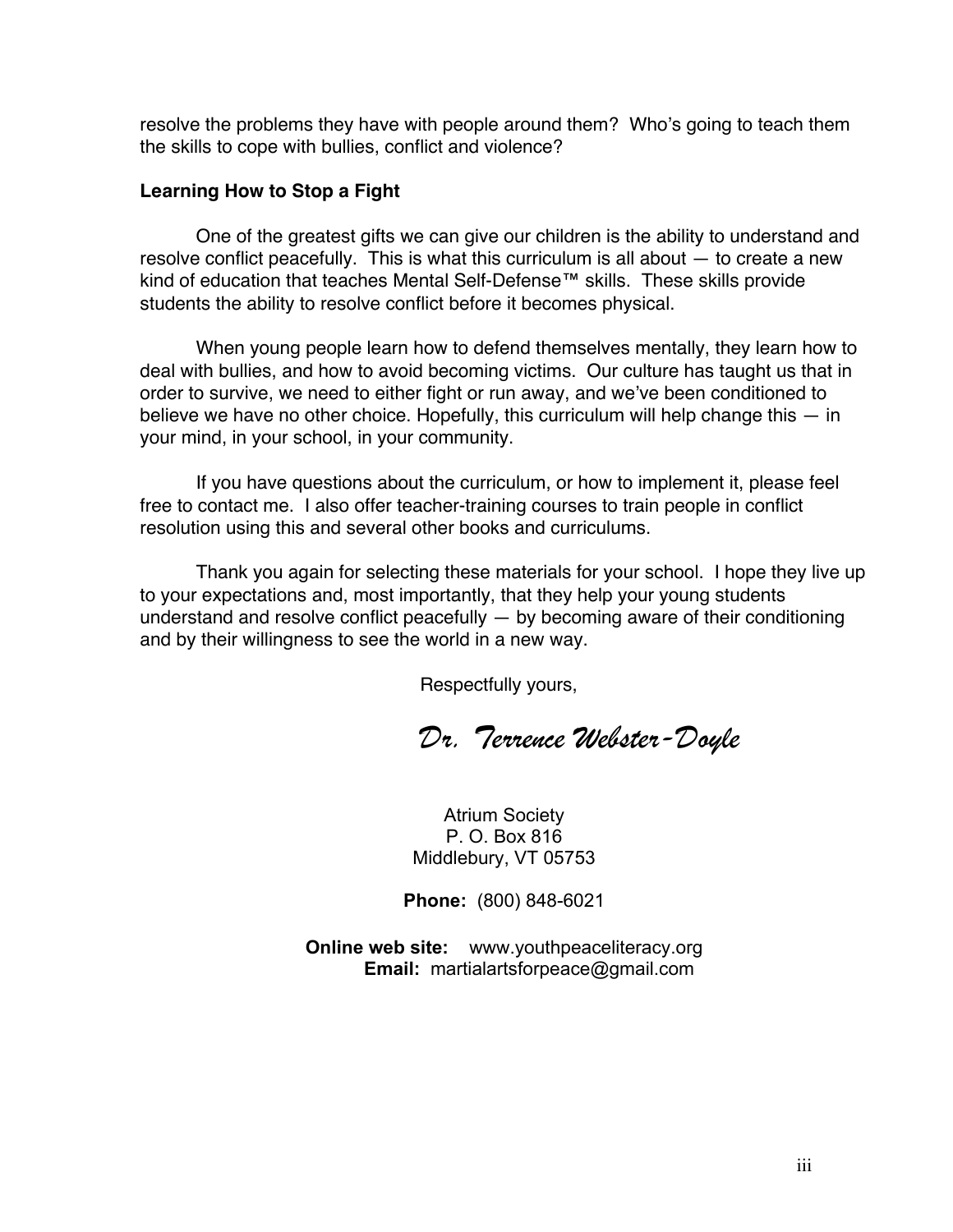resolve the problems they have with people around them? Who's going to teach them the skills to cope with bullies, conflict and violence?

**Learning How to Stop a Fight**

One of the greatest gifts we can give our children is the ability to understand and resolve conflict peacefully. This is what this curriculum is all about — to create a new kind of education that teaches Mental Self-Defense™ skills. These skills provide students the ability to resolve conflict before it becomes physical.

When young people learn how to defend themselves mentally, they learn how to deal with bullies, and how to avoid becoming victims. Our culture has taught us that in order to survive, we need to either fight or run away, and we've been conditioned to believe we have no other choice. Hopefully, this curriculum will help change this — in your mind, in your school, in your community.

If you have questions about the curriculum, or how to implement it, please feel free to contact me. I also offer teacher-training courses to train people in conflict resolution using this and several other books and curriculums.

Thank you again for selecting these materials for your school. I hope they live up to your expectations and, most importantly, that they help your young students understand and resolve conflict peacefully — by becoming aware of their conditioning and by their willingness to see the world in a new way.

Respectfully yours,

*Dr. Terrence Webster-Doyle*

Atrium Society
P. O. Box 816
Middlebury, VT 05753

**Phone:** (800) 848-6021

**Online web site:** www.youthpeaceliteracy.org
**Email:** martialartsforpeace@gmail.com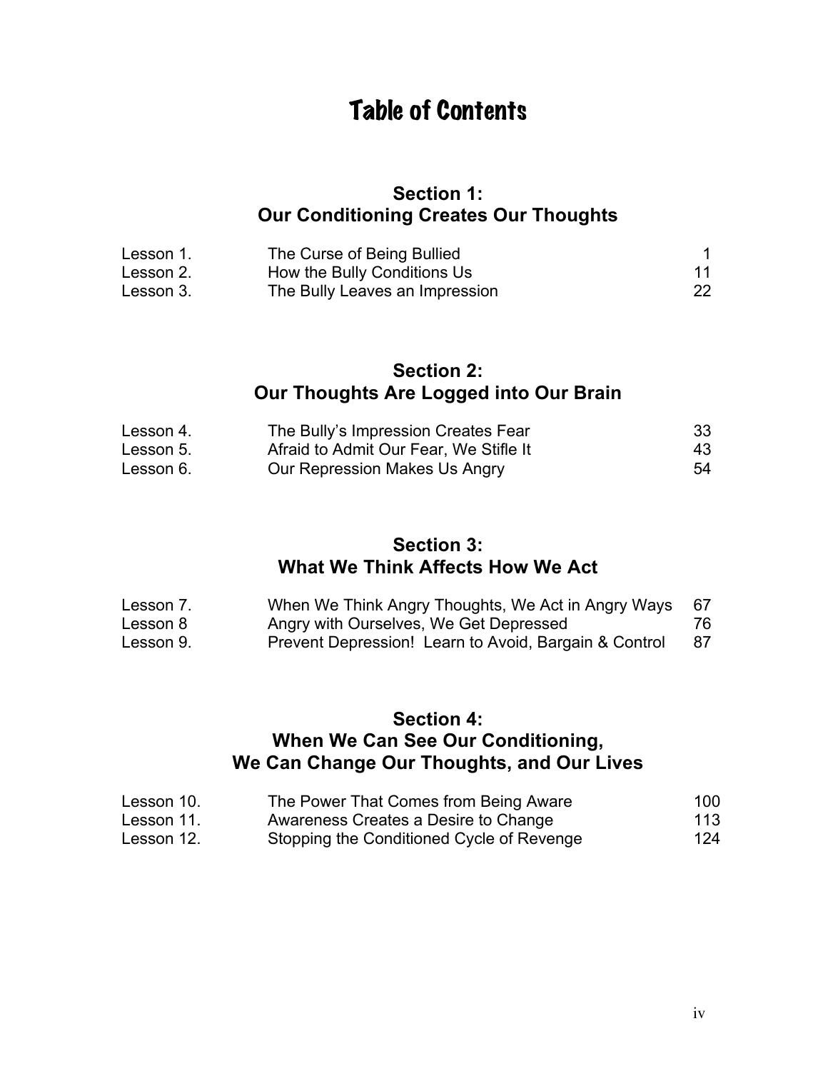# Table of Contents

## Section 1: Our Conditioning Creates Our Thoughts

| | | |
|---|---|---|
| Lesson 1. | The Curse of Being Bullied | 1 |
| Lesson 2. | How the Bully Conditions Us | 11 |
| Lesson 3. | The Bully Leaves an Impression | 22 |

## Section 2: Our Thoughts Are Logged into Our Brain

| | | |
|---|---|---|
| Lesson 4. | The Bully's Impression Creates Fear | 33 |
| Lesson 5. | Afraid to Admit Our Fear, We Stifle It | 43 |
| Lesson 6. | Our Repression Makes Us Angry | 54 |

## Section 3: What We Think Affects How We Act

| | | |
|---|---|---|
| Lesson 7. | When We Think Angry Thoughts, We Act in Angry Ways | 67 |
| Lesson 8 | Angry with Ourselves, We Get Depressed | 76 |
| Lesson 9. | Prevent Depression! Learn to Avoid, Bargain & Control | 87 |

## Section 4: When We Can See Our Conditioning, We Can Change Our Thoughts, and Our Lives

| | | |
|---|---|---|
| Lesson 10. | The Power That Comes from Being Aware | 100 |
| Lesson 11. | Awareness Creates a Desire to Change | 113 |
| Lesson 12. | Stopping the Conditioned Cycle of Revenge | 124 |